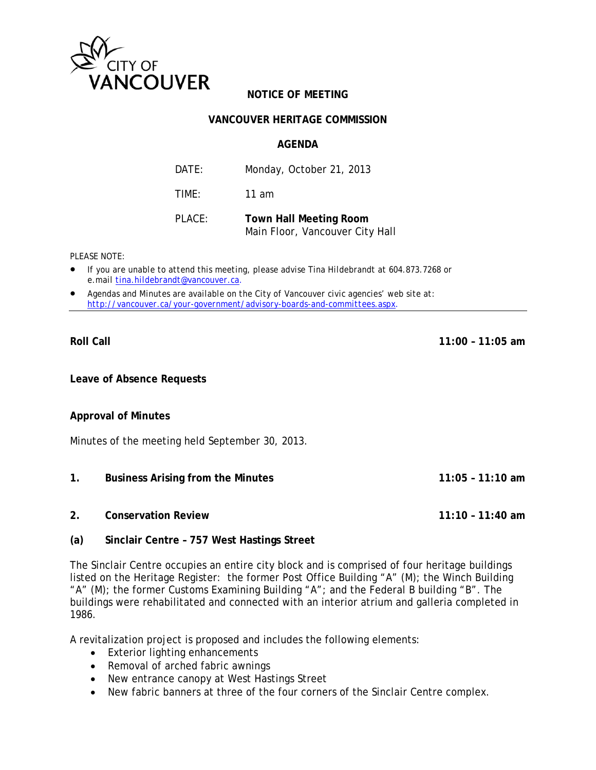CITY OF VANCOUVER

# NOTICE OF MEETING

## VANCOUVER HERITAGE COMMISSION

### AGENDA

| | |
|---|---|
| DATE: | Monday, October 21, 2013 |
| TIME: | 11 am |
| PLACE: | **Town Hall Meeting Room**<br>Main Floor, Vancouver City Hall |

PLEASE NOTE:

- If you are unable to attend this meeting, please advise Tina Hildebrandt at 604.873.7268 or e.mail tina.hildebrandt@vancouver.ca.
- Agendas and Minutes are available on the City of Vancouver civic agencies' web site at: http://vancouver.ca/your-government/advisory-boards-and-committees.aspx.

---

**Roll Call** — **11:00 – 11:05 am**

**Leave of Absence Requests**

**Approval of Minutes**

Minutes of the meeting held September 30, 2013.

**1. Business Arising from the Minutes** — **11:05 – 11:10 am**

**2. Conservation Review** — **11:10 – 11:40 am**

**(a) Sinclair Centre – 757 West Hastings Street**

The Sinclair Centre occupies an entire city block and is comprised of four heritage buildings listed on the Heritage Register: the former Post Office Building "A" (M); the Winch Building "A" (M); the former Customs Examining Building "A"; and the Federal B building "B". The buildings were rehabilitated and connected with an interior atrium and galleria completed in 1986.

A revitalization project is proposed and includes the following elements:

- Exterior lighting enhancements
- Removal of arched fabric awnings
- New entrance canopy at West Hastings Street
- New fabric banners at three of the four corners of the Sinclair Centre complex.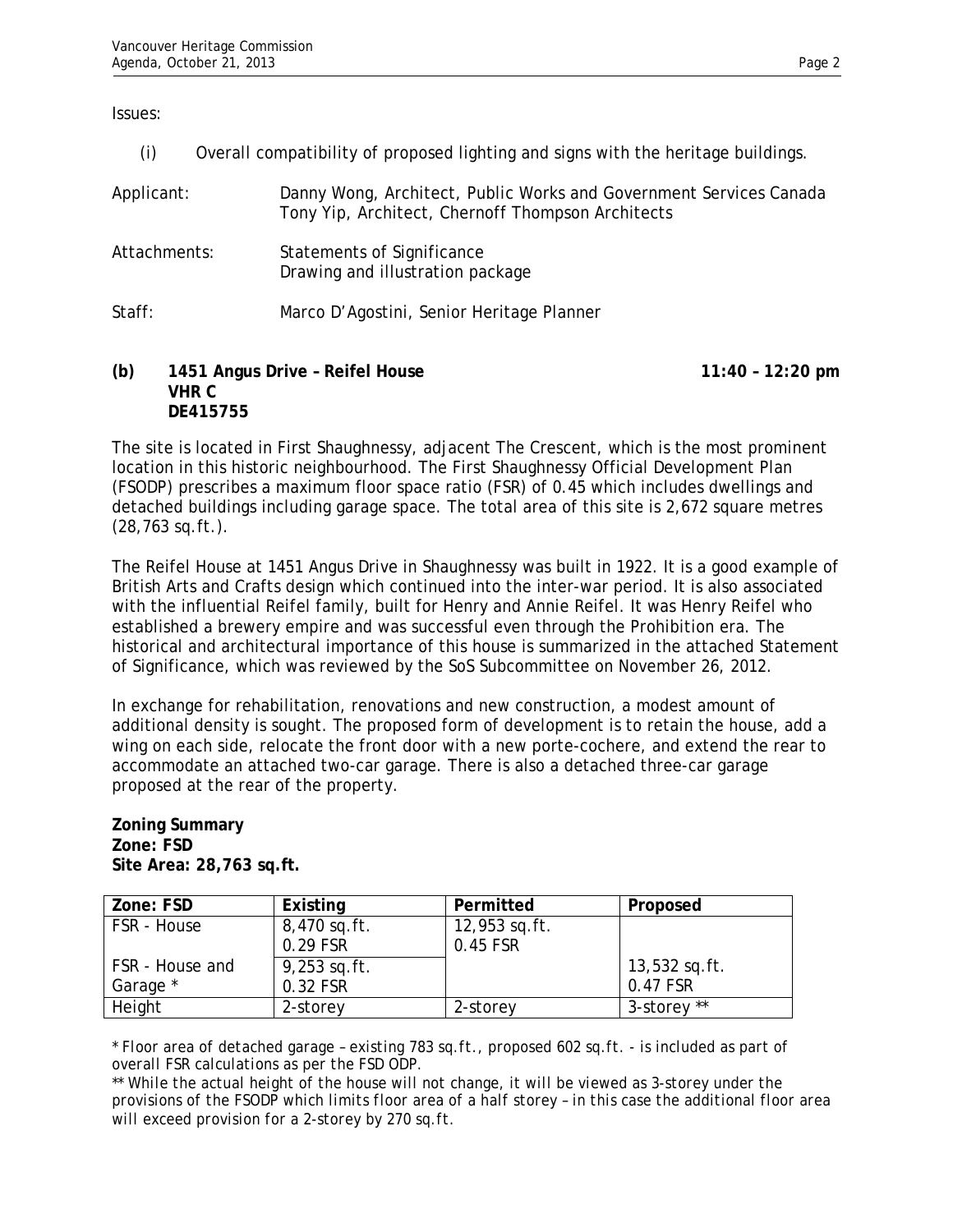Issues:

(i) Overall compatibility of proposed lighting and signs with the heritage buildings.

Applicant: Danny Wong, Architect, Public Works and Government Services Canada
Tony Yip, Architect, Chernoff Thompson Architects

Attachments: Statements of Significance
Drawing and illustration package

Staff: Marco D'Agostini, Senior Heritage Planner

**(b) 1451 Angus Drive – Reifel House** **11:40 – 12:20 pm**
**VHR C**
**DE415755**

The site is located in First Shaughnessy, adjacent The Crescent, which is the most prominent location in this historic neighbourhood. The First Shaughnessy Official Development Plan (FSODP) prescribes a maximum floor space ratio (FSR) of 0.45 which includes dwellings and detached buildings including garage space. The total area of this site is 2,672 square metres (28,763 sq.ft.).

The Reifel House at 1451 Angus Drive in Shaughnessy was built in 1922. It is a good example of British Arts and Crafts design which continued into the inter-war period. It is also associated with the influential Reifel family, built for Henry and Annie Reifel. It was Henry Reifel who established a brewery empire and was successful even through the Prohibition era. The historical and architectural importance of this house is summarized in the attached Statement of Significance, which was reviewed by the SoS Subcommittee on November 26, 2012.

In exchange for rehabilitation, renovations and new construction, a modest amount of additional density is sought. The proposed form of development is to retain the house, add a wing on each side, relocate the front door with a new porte-cochere, and extend the rear to accommodate an attached two-car garage. There is also a detached three-car garage proposed at the rear of the property.

**Zoning Summary**
**Zone: FSD**
**Site Area: 28,763 sq.ft.**

| Zone: FSD | Existing | Permitted | Proposed |
|---|---|---|---|
| FSR - House | 8,470 sq.ft.<br>0.29 FSR | 12,953 sq.ft.<br>0.45 FSR | |
| FSR - House and Garage * | 9,253 sq.ft.<br>0.32 FSR | | 13,532 sq.ft.<br>0.47 FSR |
| Height | 2-storey | 2-storey | 3-storey ** |

*\* Floor area of detached garage – existing 783 sq.ft., proposed 602 sq.ft. - is included as part of overall FSR calculations as per the FSD ODP.*

*\*\* While the actual height of the house will not change, it will be viewed as 3-storey under the provisions of the FSODP which limits floor area of a half storey – in this case the additional floor area will exceed provision for a 2-storey by 270 sq.ft.*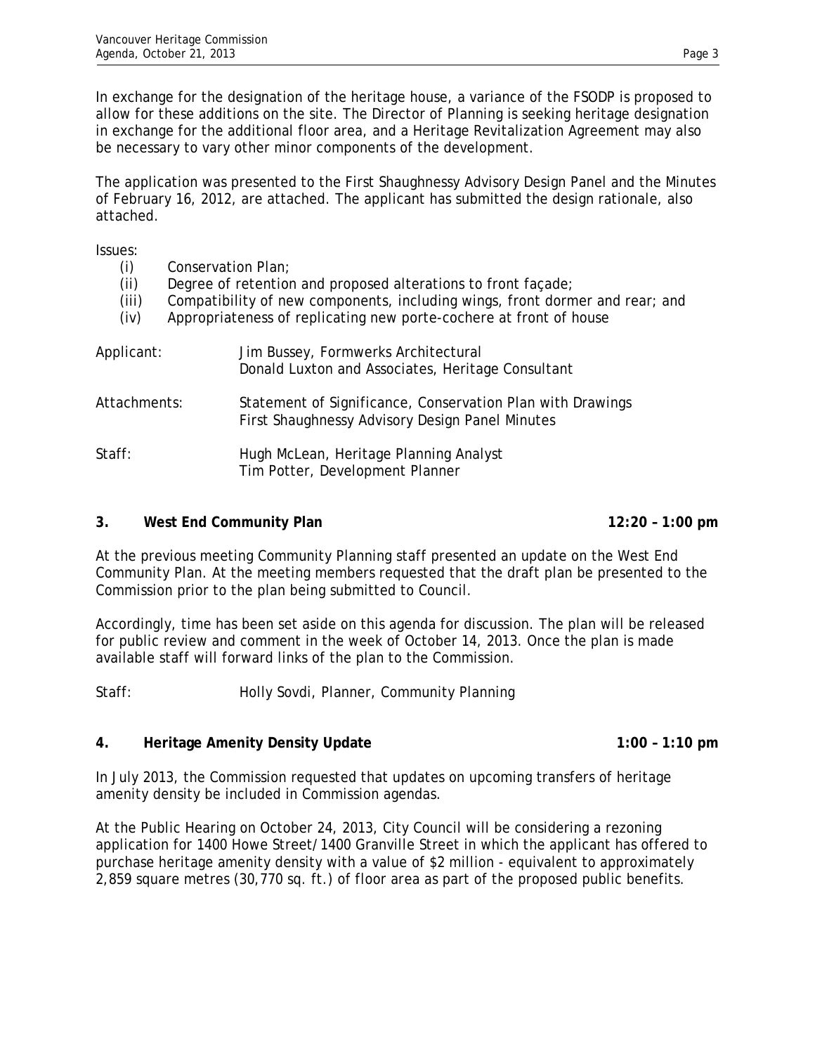In exchange for the designation of the heritage house, a variance of the FSODP is proposed to allow for these additions on the site. The Director of Planning is seeking heritage designation in exchange for the additional floor area, and a Heritage Revitalization Agreement may also be necessary to vary other minor components of the development.

The application was presented to the First Shaughnessy Advisory Design Panel and the Minutes of February 16, 2012, are attached. The applicant has submitted the design rationale, also attached.

Issues:

- (i) Conservation Plan;
- (ii) Degree of retention and proposed alterations to front façade;
- (iii) Compatibility of new components, including wings, front dormer and rear; and
- (iv) Appropriateness of replicating new porte-cochere at front of house

Applicant: Jim Bussey, Formwerks Architectural
Donald Luxton and Associates, Heritage Consultant

Attachments: Statement of Significance, Conservation Plan with Drawings
First Shaughnessy Advisory Design Panel Minutes

Staff: Hugh McLean, Heritage Planning Analyst
Tim Potter, Development Planner

**3. West End Community Plan 12:20 – 1:00 pm**

At the previous meeting Community Planning staff presented an update on the West End Community Plan. At the meeting members requested that the draft plan be presented to the Commission prior to the plan being submitted to Council.

Accordingly, time has been set aside on this agenda for discussion. The plan will be released for public review and comment in the week of October 14, 2013. Once the plan is made available staff will forward links of the plan to the Commission.

Staff: Holly Sovdi, Planner, Community Planning

**4. Heritage Amenity Density Update 1:00 – 1:10 pm**

In July 2013, the Commission requested that updates on upcoming transfers of heritage amenity density be included in Commission agendas.

At the Public Hearing on October 24, 2013, City Council will be considering a rezoning application for 1400 Howe Street/1400 Granville Street in which the applicant has offered to purchase heritage amenity density with a value of $2 million - equivalent to approximately 2,859 square metres (30,770 sq. ft.) of floor area as part of the proposed public benefits.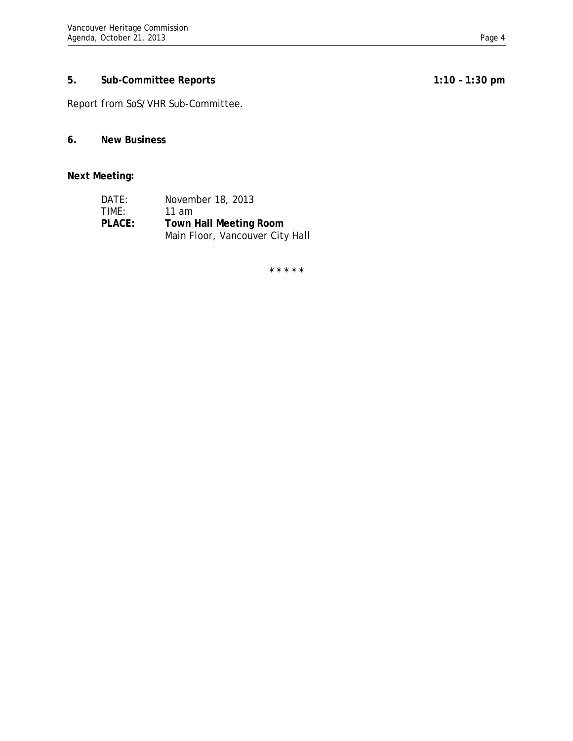## 5. Sub-Committee Reports 1:10 – 1:30 pm

Report from SoS/VHR Sub-Committee.

## 6. New Business

**Next Meeting:**

DATE: November 18, 2013
TIME: 11 am
**PLACE:** **Town Hall Meeting Room**
Main Floor, Vancouver City Hall

\* \* \* \* \*